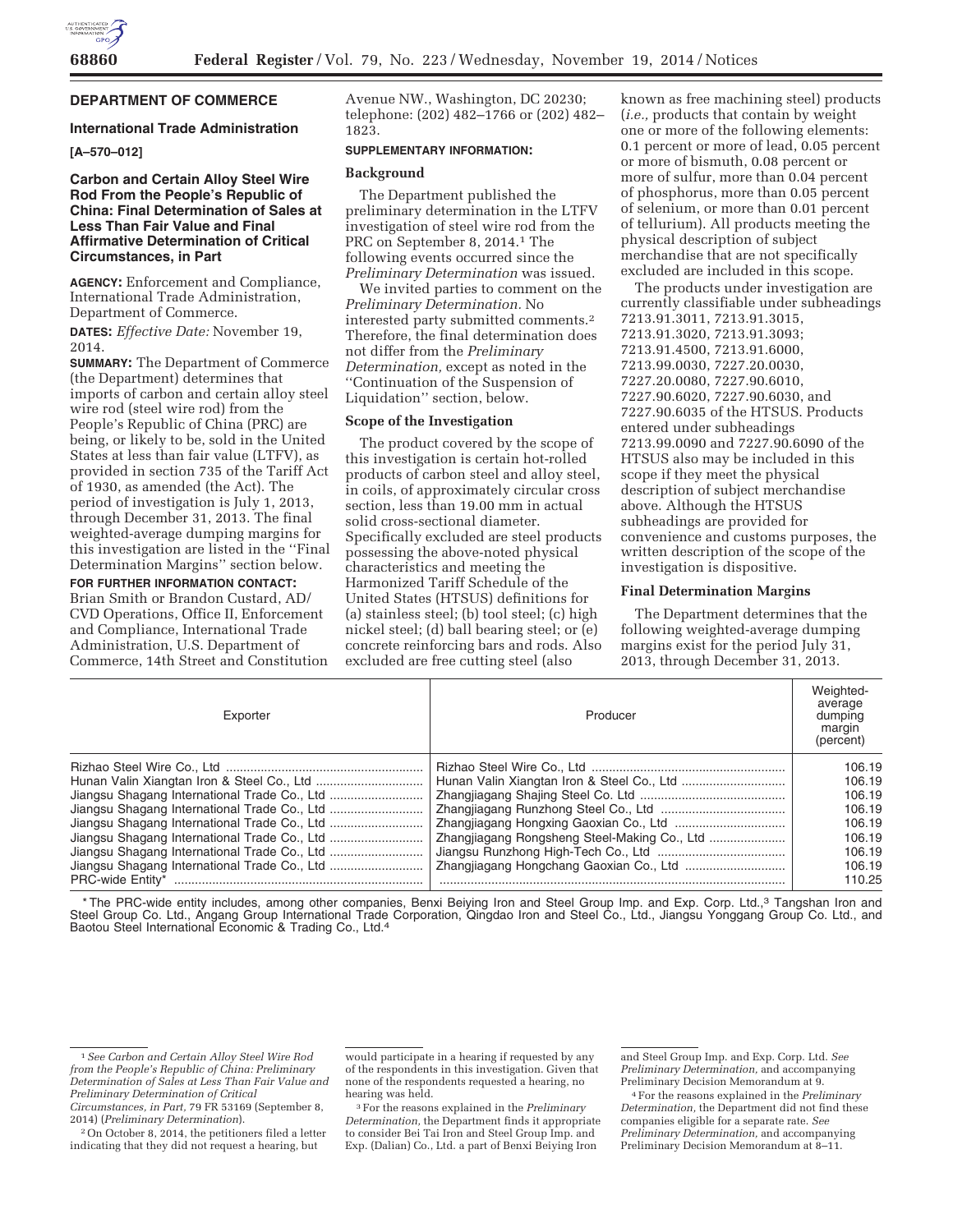## DEPARTMENT OF COMMERCE

### International Trade Administration

**[A–570–012]**

### Carbon and Certain Alloy Steel Wire Rod From the People's Republic of China: Final Determination of Sales at Less Than Fair Value and Final Affirmative Determination of Critical Circumstances, in Part

**AGENCY:** Enforcement and Compliance, International Trade Administration, Department of Commerce.

**DATES:** *Effective Date:* November 19, 2014.

**SUMMARY:** The Department of Commerce (the Department) determines that imports of carbon and certain alloy steel wire rod (steel wire rod) from the People's Republic of China (PRC) are being, or likely to be, sold in the United States at less than fair value (LTFV), as provided in section 735 of the Tariff Act of 1930, as amended (the Act). The period of investigation is July 1, 2013, through December 31, 2013. The final weighted-average dumping margins for this investigation are listed in the "Final Determination Margins" section below.

**FOR FURTHER INFORMATION CONTACT:** Brian Smith or Brandon Custard, AD/CVD Operations, Office II, Enforcement and Compliance, International Trade Administration, U.S. Department of Commerce, 14th Street and Constitution Avenue NW., Washington, DC 20230; telephone: (202) 482–1766 or (202) 482–1823.

**SUPPLEMENTARY INFORMATION:**

**Background**

The Department published the preliminary determination in the LTFV investigation of steel wire rod from the PRC on September 8, 2014.[1] The following events occurred since the *Preliminary Determination* was issued.

We invited parties to comment on the *Preliminary Determination.* No interested party submitted comments.[2] Therefore, the final determination does not differ from the *Preliminary Determination,* except as noted in the "Continuation of the Suspension of Liquidation" section, below.

**Scope of the Investigation**

The product covered by the scope of this investigation is certain hot-rolled products of carbon steel and alloy steel, in coils, of approximately circular cross section, less than 19.00 mm in actual solid cross-sectional diameter. Specifically excluded are steel products possessing the above-noted physical characteristics and meeting the Harmonized Tariff Schedule of the United States (HTSUS) definitions for (a) stainless steel; (b) tool steel; (c) high nickel steel; (d) ball bearing steel; or (e) concrete reinforcing bars and rods. Also excluded are free cutting steel (also known as free machining steel) products (*i.e.,* products that contain by weight one or more of the following elements: 0.1 percent or more of lead, 0.05 percent or more of bismuth, 0.08 percent or more of sulfur, more than 0.04 percent of phosphorus, more than 0.05 percent of selenium, or more than 0.01 percent of tellurium). All products meeting the physical description of subject merchandise that are not specifically excluded are included in this scope.

The products under investigation are currently classifiable under subheadings 7213.91.3011, 7213.91.3015, 7213.91.3020, 7213.91.3093; 7213.91.4500, 7213.91.6000, 7213.99.0030, 7227.20.0030, 7227.20.0080, 7227.90.6010, 7227.90.6020, 7227.90.6030, and 7227.90.6035 of the HTSUS. Products entered under subheadings 7213.99.0090 and 7227.90.6090 of the HTSUS also may be included in this scope if they meet the physical description of subject merchandise above. Although the HTSUS subheadings are provided for convenience and customs purposes, the written description of the scope of the investigation is dispositive.

**Final Determination Margins**

The Department determines that the following weighted-average dumping margins exist for the period July 31, 2013, through December 31, 2013.

| Exporter | Producer | Weighted-average dumping margin (percent) |
|---|---|---|
| Rizhao Steel Wire Co., Ltd | Rizhao Steel Wire Co., Ltd | 106.19 |
| Hunan Valin Xiangtan Iron & Steel Co., Ltd | Hunan Valin Xiangtan Iron & Steel Co., Ltd | 106.19 |
| Jiangsu Shagang International Trade Co., Ltd | Zhangjiagang Shajing Steel Co. Ltd | 106.19 |
| Jiangsu Shagang International Trade Co., Ltd | Zhangjiagang Runzhong Steel Co., Ltd | 106.19 |
| Jiangsu Shagang International Trade Co., Ltd | Zhangjiagang Hongxing Gaoxian Co., Ltd | 106.19 |
| Jiangsu Shagang International Trade Co., Ltd | Zhangjiagang Rongsheng Steel-Making Co., Ltd | 106.19 |
| Jiangsu Shagang International Trade Co., Ltd | Jiangsu Runzhong High-Tech Co., Ltd | 106.19 |
| Jiangsu Shagang International Trade Co., Ltd | Zhangjiagang Hongchang Gaoxian Co., Ltd | 106.19 |
| PRC-wide Entity* | | 110.25 |

\* The PRC-wide entity includes, among other companies, Benxi Beiying Iron and Steel Group Imp. and Exp. Corp. Ltd.,[3] Tangshan Iron and Steel Group Co. Ltd., Angang Group International Trade Corporation, Qingdao Iron and Steel Co., Ltd., Jiangsu Yonggang Group Co. Ltd., and Baotou Steel International Economic & Trading Co., Ltd.[4]

---

[1] *See Carbon and Certain Alloy Steel Wire Rod from the People's Republic of China: Preliminary Determination of Sales at Less Than Fair Value and Preliminary Determination of Critical Circumstances, in Part,* 79 FR 53169 (September 8, 2014) (*Preliminary Determination*).

[2] On October 8, 2014, the petitioners filed a letter indicating that they did not request a hearing, but would participate in a hearing if requested by any of the respondents in this investigation. Given that none of the respondents requested a hearing, no hearing was held.

[3] For the reasons explained in the *Preliminary Determination,* the Department finds it appropriate to consider Bei Tai Iron and Steel Group Imp. and Exp. (Dalian) Co., Ltd. a part of Benxi Beiying Iron and Steel Group Imp. and Exp. Corp. Ltd. *See Preliminary Determination,* and accompanying Preliminary Decision Memorandum at 9.

[4] For the reasons explained in the *Preliminary Determination,* the Department did not find these companies eligible for a separate rate. *See Preliminary Determination,* and accompanying Preliminary Decision Memorandum at 8–11.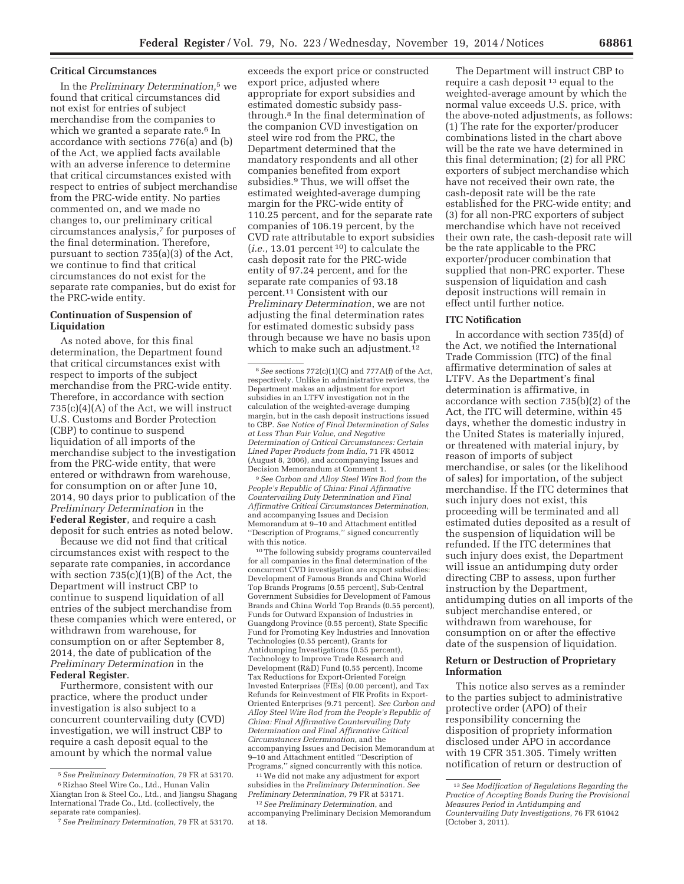## Critical Circumstances

In the *Preliminary Determination,*[5] we found that critical circumstances did not exist for entries of subject merchandise from the companies to which we granted a separate rate.[6] In accordance with sections 776(a) and (b) of the Act, we applied facts available with an adverse inference to determine that critical circumstances existed with respect to entries of subject merchandise from the PRC-wide entity. No parties commented on, and we made no changes to, our preliminary critical circumstances analysis,[7] for purposes of the final determination. Therefore, pursuant to section 735(a)(3) of the Act, we continue to find that critical circumstances do not exist for the separate rate companies, but do exist for the PRC-wide entity.

## Continuation of Suspension of Liquidation

As noted above, for this final determination, the Department found that critical circumstances exist with respect to imports of the subject merchandise from the PRC-wide entity. Therefore, in accordance with section 735(c)(4)(A) of the Act, we will instruct U.S. Customs and Border Protection (CBP) to continue to suspend liquidation of all imports of the merchandise subject to the investigation from the PRC-wide entity, that were entered or withdrawn from warehouse, for consumption on or after June 10, 2014, 90 days prior to publication of the *Preliminary Determination* in the **Federal Register**, and require a cash deposit for such entries as noted below.

Because we did not find that critical circumstances exist with respect to the separate rate companies, in accordance with section 735(c)(1)(B) of the Act, the Department will instruct CBP to continue to suspend liquidation of all entries of the subject merchandise from these companies which were entered, or withdrawn from warehouse, for consumption on or after September 8, 2014, the date of publication of the *Preliminary Determination* in the **Federal Register**.

Furthermore, consistent with our practice, where the product under investigation is also subject to a concurrent countervailing duty (CVD) investigation, we will instruct CBP to require a cash deposit equal to the amount by which the normal value exceeds the export price or constructed export price, adjusted where appropriate for export subsidies and estimated domestic subsidy pass-through.[8] In the final determination of the companion CVD investigation on steel wire rod from the PRC, the Department determined that the mandatory respondents and all other companies benefited from export subsidies.[9] Thus, we will offset the estimated weighted-average dumping margin for the PRC-wide entity of 110.25 percent, and for the separate rate companies of 106.19 percent, by the CVD rate attributable to export subsidies (*i.e.*, 13.01 percent[10]) to calculate the cash deposit rate for the PRC-wide entity of 97.24 percent, and for the separate rate companies of 93.18 percent.[11] Consistent with our *Preliminary Determination*, we are not adjusting the final determination rates for estimated domestic subsidy pass through because we have no basis upon which to make such an adjustment.[12]

The Department will instruct CBP to require a cash deposit[13] equal to the weighted-average amount by which the normal value exceeds U.S. price, with the above-noted adjustments, as follows: (1) The rate for the exporter/producer combinations listed in the chart above will be the rate we have determined in this final determination; (2) for all PRC exporters of subject merchandise which have not received their own rate, the cash-deposit rate will be the rate established for the PRC-wide entity; and (3) for all non-PRC exporters of subject merchandise which have not received their own rate, the cash-deposit rate will be the rate applicable to the PRC exporter/producer combination that supplied that non-PRC exporter. These suspension of liquidation and cash deposit instructions will remain in effect until further notice.

## ITC Notification

In accordance with section 735(d) of the Act, we notified the International Trade Commission (ITC) of the final affirmative determination of sales at LTFV. As the Department's final determination is affirmative, in accordance with section 735(b)(2) of the Act, the ITC will determine, within 45 days, whether the domestic industry in the United States is materially injured, or threatened with material injury, by reason of imports of subject merchandise, or sales (or the likelihood of sales) for importation, of the subject merchandise. If the ITC determines that such injury does not exist, this proceeding will be terminated and all estimated duties deposited as a result of the suspension of liquidation will be refunded. If the ITC determines that such injury does exist, the Department will issue an antidumping duty order directing CBP to assess, upon further instruction by the Department, antidumping duties on all imports of the subject merchandise entered, or withdrawn from warehouse, for consumption on or after the effective date of the suspension of liquidation.

## Return or Destruction of Proprietary Information

This notice also serves as a reminder to the parties subject to administrative protective order (APO) of their responsibility concerning the disposition of propriety information disclosed under APO in accordance with 19 CFR 351.305. Timely written notification of return or destruction of

---

[5] *See Preliminary Determination,* 79 FR at 53170.

[6] Rizhao Steel Wire Co., Ltd., Hunan Valin Xiangtan Iron & Steel Co., Ltd., and Jiangsu Shagang International Trade Co., Ltd. (collectively, the separate rate companies).

[7] *See Preliminary Determination,* 79 FR at 53170.

[8] *See* sections 772(c)(1)(C) and 777A(f) of the Act, respectively. Unlike in administrative reviews, the Department makes an adjustment for export subsidies in an LTFV investigation not in the calculation of the weighted-average dumping margin, but in the cash deposit instructions issued to CBP. *See Notice of Final Determination of Sales at Less Than Fair Value, and Negative Determination of Critical Circumstances: Certain Lined Paper Products from India*, 71 FR 45012 (August 8, 2006), and accompanying Issues and Decision Memorandum at Comment 1.

[9] *See Carbon and Alloy Steel Wire Rod from the People's Republic of China: Final Affirmative Countervailing Duty Determination and Final Affirmative Critical Circumstances Determination*, and accompanying Issues and Decision Memorandum at 9–10 and Attachment entitled "Description of Programs," signed concurrently with this notice.

[10] The following subsidy programs countervailed for all companies in the final determination of the concurrent CVD investigation are export subsidies: Development of Famous Brands and China World Top Brands Programs (0.55 percent), Sub-Central Government Subsidies for Development of Famous Brands and China World Top Brands (0.55 percent), Funds for Outward Expansion of Industries in Guangdong Province (0.55 percent), State Specific Fund for Promoting Key Industries and Innovation Technologies (0.55 percent), Grants for Antidumping Investigations (0.55 percent), Technology to Improve Trade Research and Development (R&D) Fund (0.55 percent), Income Tax Reductions for Export-Oriented Foreign Invested Enterprises (FIEs) (0.00 percent), and Tax Refunds for Reinvestment of FIE Profits in Export-Oriented Enterprises (9.71 percent). *See Carbon and Alloy Steel Wire Rod from the People's Republic of China: Final Affirmative Countervailing Duty Determination and Final Affirmative Critical Circumstances Determination*, and the accompanying Issues and Decision Memorandum at 9–10 and Attachment entitled "Description of Programs," signed concurrently with this notice.

[11] We did not make any adjustment for export subsidies in the *Preliminary Determination*. *See Preliminary Determination*, 79 FR at 53171.

[12] *See Preliminary Determination*, and accompanying Preliminary Decision Memorandum at 18.

[13] *See Modification of Regulations Regarding the Practice of Accepting Bonds During the Provisional Measures Period in Antidumping and Countervailing Duty Investigations*, 76 FR 61042 (October 3, 2011).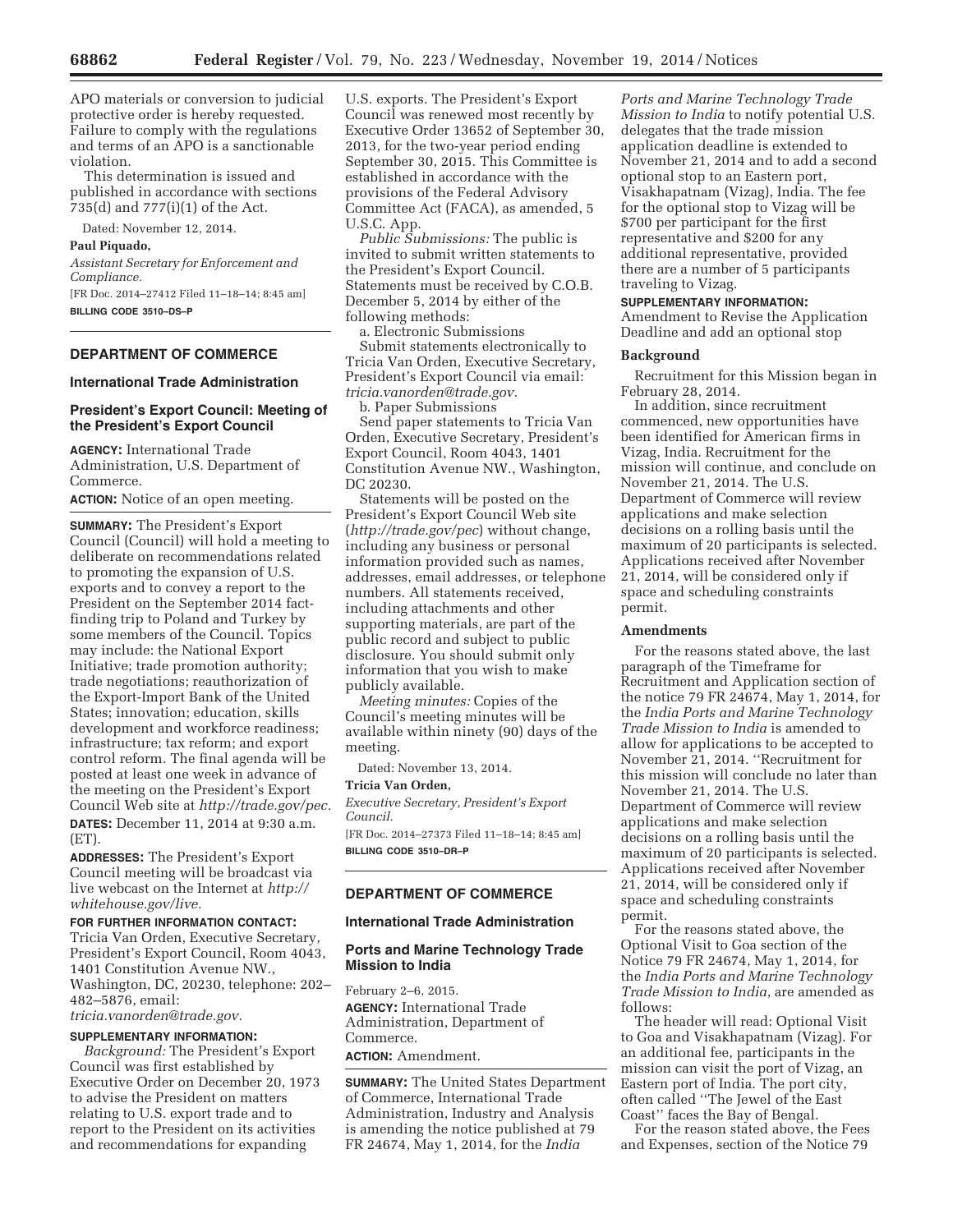APO materials or conversion to judicial protective order is hereby requested. Failure to comply with the regulations and terms of an APO is a sanctionable violation.

This determination is issued and published in accordance with sections 735(d) and 777(i)(1) of the Act.

Dated: November 12, 2014.

**Paul Piquado,**

*Assistant Secretary for Enforcement and Compliance.*

[FR Doc. 2014–27412 Filed 11–18–14; 8:45 am]

**BILLING CODE 3510–DS–P**

---

## DEPARTMENT OF COMMERCE

### International Trade Administration

### President's Export Council: Meeting of the President's Export Council

**AGENCY:** International Trade Administration, U.S. Department of Commerce.

**ACTION:** Notice of an open meeting.

**SUMMARY:** The President's Export Council (Council) will hold a meeting to deliberate on recommendations related to promoting the expansion of U.S. exports and to convey a report to the President on the September 2014 fact-finding trip to Poland and Turkey by some members of the Council. Topics may include: the National Export Initiative; trade promotion authority; trade negotiations; reauthorization of the Export-Import Bank of the United States; innovation; education, skills development and workforce readiness; infrastructure; tax reform; and export control reform. The final agenda will be posted at least one week in advance of the meeting on the President's Export Council Web site at *http://trade.gov/pec.*

**DATES:** December 11, 2014 at 9:30 a.m. (ET).

**ADDRESSES:** The President's Export Council meeting will be broadcast via live webcast on the Internet at *http://whitehouse.gov/live.*

**FOR FURTHER INFORMATION CONTACT:** Tricia Van Orden, Executive Secretary, President's Export Council, Room 4043, 1401 Constitution Avenue NW., Washington, DC, 20230, telephone: 202–482–5876, email: *tricia.vanorden@trade.gov.*

**SUPPLEMENTARY INFORMATION:**

*Background:* The President's Export Council was first established by Executive Order on December 20, 1973 to advise the President on matters relating to U.S. export trade and to report to the President on its activities and recommendations for expanding U.S. exports. The President's Export Council was renewed most recently by Executive Order 13652 of September 30, 2013, for the two-year period ending September 30, 2015. This Committee is established in accordance with the provisions of the Federal Advisory Committee Act (FACA), as amended, 5 U.S.C. App.

*Public Submissions:* The public is invited to submit written statements to the President's Export Council. Statements must be received by C.O.B. December 5, 2014 by either of the following methods:

a. Electronic Submissions

Submit statements electronically to Tricia Van Orden, Executive Secretary, President's Export Council via email: *tricia.vanorden@trade.gov.*

b. Paper Submissions

Send paper statements to Tricia Van Orden, Executive Secretary, President's Export Council, Room 4043, 1401 Constitution Avenue NW., Washington, DC 20230.

Statements will be posted on the President's Export Council Web site (*http://trade.gov/pec*) without change, including any business or personal information provided such as names, addresses, email addresses, or telephone numbers. All statements received, including attachments and other supporting materials, are part of the public record and subject to public disclosure. You should submit only information that you wish to make publicly available.

*Meeting minutes:* Copies of the Council's meeting minutes will be available within ninety (90) days of the meeting.

Dated: November 13, 2014.

**Tricia Van Orden,**

*Executive Secretary, President's Export Council.*

[FR Doc. 2014–27373 Filed 11–18–14; 8:45 am]

**BILLING CODE 3510–DR–P**

---

## DEPARTMENT OF COMMERCE

### International Trade Administration

### Ports and Marine Technology Trade Mission to India

February 2–6, 2015.

**AGENCY:** International Trade Administration, Department of Commerce.

**ACTION:** Amendment.

**SUMMARY:** The United States Department of Commerce, International Trade Administration, Industry and Analysis is amending the notice published at 79 FR 24674, May 1, 2014, for the *India Ports and Marine Technology Trade Mission to India* to notify potential U.S. delegates that the trade mission application deadline is extended to November 21, 2014 and to add a second optional stop to an Eastern port, Visakhapatnam (Vizag), India. The fee for the optional stop to Vizag will be $700 per participant for the first representative and $200 for any additional representative, provided there are a number of 5 participants traveling to Vizag.

**SUPPLEMENTARY INFORMATION:** Amendment to Revise the Application Deadline and add an optional stop

**Background**

Recruitment for this Mission began in February 28, 2014.

In addition, since recruitment commenced, new opportunities have been identified for American firms in Vizag, India. Recruitment for the mission will continue, and conclude on November 21, 2014. The U.S. Department of Commerce will review applications and make selection decisions on a rolling basis until the maximum of 20 participants is selected. Applications received after November 21, 2014, will be considered only if space and scheduling constraints permit.

**Amendments**

For the reasons stated above, the last paragraph of the Timeframe for Recruitment and Application section of the notice 79 FR 24674, May 1, 2014, for the *India Ports and Marine Technology Trade Mission to India* is amended to allow for applications to be accepted to November 21, 2014. "Recruitment for this mission will conclude no later than November 21, 2014. The U.S. Department of Commerce will review applications and make selection decisions on a rolling basis until the maximum of 20 participants is selected. Applications received after November 21, 2014, will be considered only if space and scheduling constraints permit.

For the reasons stated above, the Optional Visit to Goa section of the Notice 79 FR 24674, May 1, 2014, for the *India Ports and Marine Technology Trade Mission to India*, are amended as follows:

The header will read: Optional Visit to Goa and Visakhapatnam (Vizag). For an additional fee, participants in the mission can visit the port of Vizag, an Eastern port of India. The port city, often called "The Jewel of the East Coast" faces the Bay of Bengal.

For the reason stated above, the Fees and Expenses, section of the Notice 79